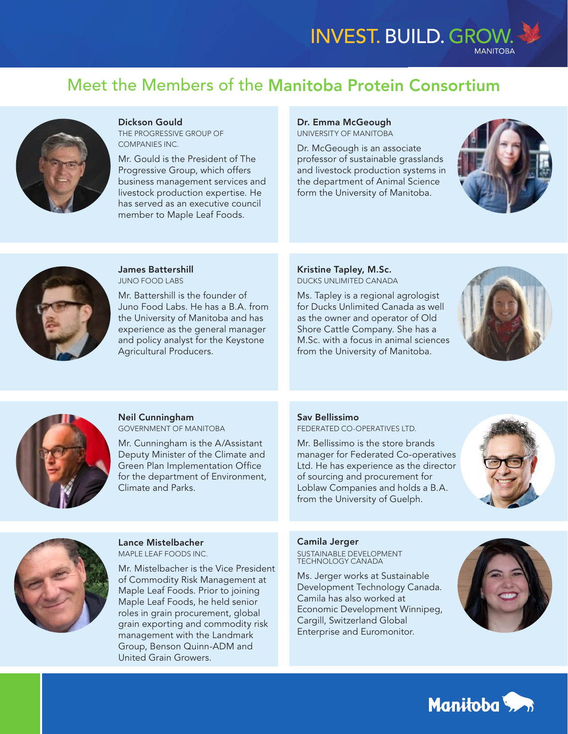INVEST. BUILD. GROW. MANITOBA

# Meet the Members of the Manitoba Protein Consortium

### Dickson Gould
THE PROGRESSIVE GROUP OF COMPANIES INC.

Mr. Gould is the President of The Progressive Group, which offers business management services and livestock production expertise. He has served as an executive council member to Maple Leaf Foods.

### Dr. Emma McGeough
UNIVERSITY OF MANITOBA

Dr. McGeough is an associate professor of sustainable grasslands and livestock production systems in the department of Animal Science form the University of Manitoba.

### James Battershill
JUNO FOOD LABS

Mr. Battershill is the founder of Juno Food Labs. He has a B.A. from the University of Manitoba and has experience as the general manager and policy analyst for the Keystone Agricultural Producers.

### Kristine Tapley, M.Sc.
DUCKS UNLIMITED CANADA

Ms. Tapley is a regional agrologist for Ducks Unlimited Canada as well as the owner and operator of Old Shore Cattle Company. She has a M.Sc. with a focus in animal sciences from the University of Manitoba.

### Neil Cunningham
GOVERNMENT OF MANITOBA

Mr. Cunningham is the A/Assistant Deputy Minister of the Climate and Green Plan Implementation Office for the department of Environment, Climate and Parks.

### Sav Bellissimo
FEDERATED CO-OPERATIVES LTD.

Mr. Bellissimo is the store brands manager for Federated Co-operatives Ltd. He has experience as the director of sourcing and procurement for Loblaw Companies and holds a B.A. from the University of Guelph.

### Lance Mistelbacher
MAPLE LEAF FOODS INC.

Mr. Mistelbacher is the Vice President of Commodity Risk Management at Maple Leaf Foods. Prior to joining Maple Leaf Foods, he held senior roles in grain procurement, global grain exporting and commodity risk management with the Landmark Group, Benson Quinn-ADM and United Grain Growers.

### Camila Jerger
SUSTAINABLE DEVELOPMENT TECHNOLOGY CANADA

Ms. Jerger works at Sustainable Development Technology Canada. Camila has also worked at Economic Development Winnipeg, Cargill, Switzerland Global Enterprise and Euromonitor.

Manitoba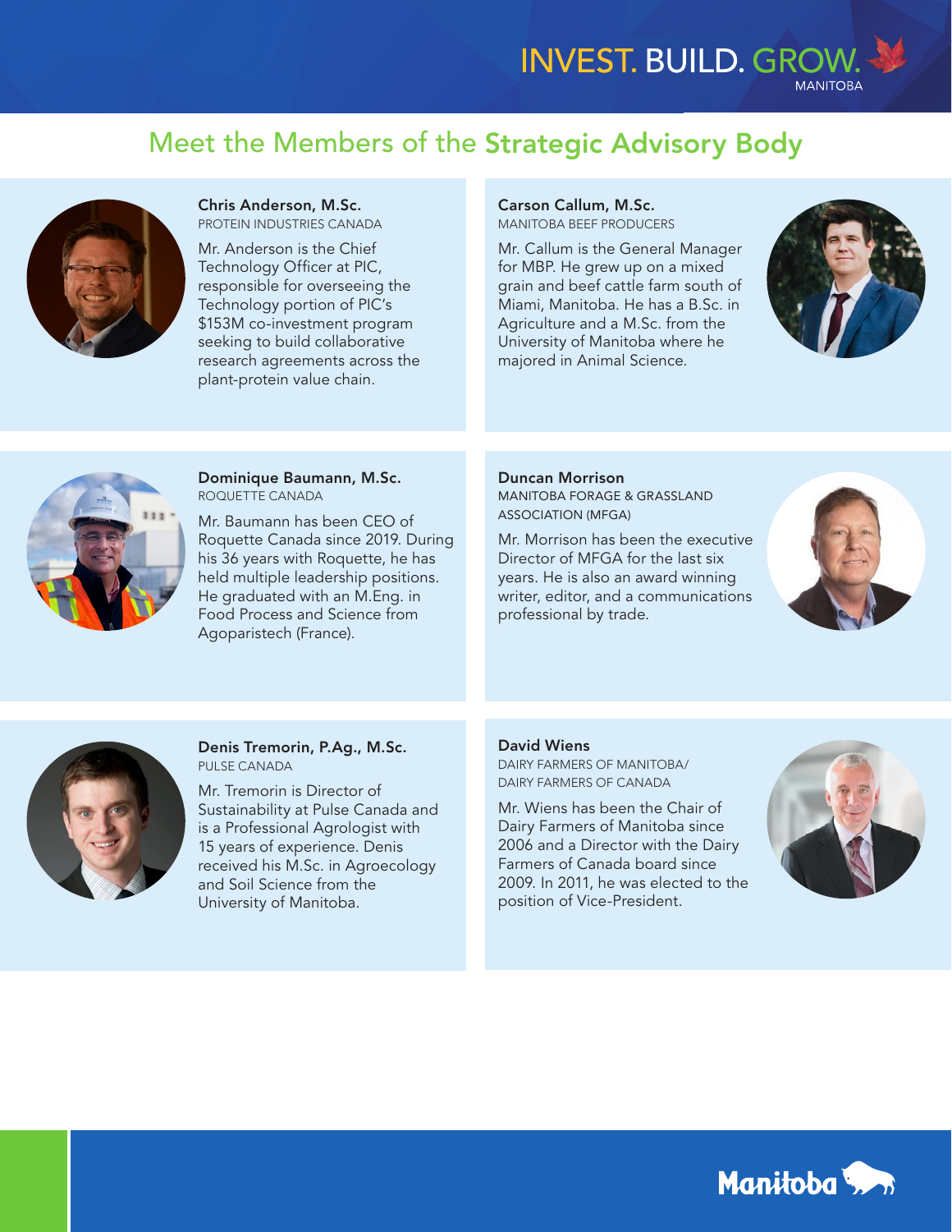# Meet the Members of the **Strategic Advisory Body**

### Chris Anderson, M.Sc.
PROTEIN INDUSTRIES CANADA

Mr. Anderson is the Chief Technology Officer at PIC, responsible for overseeing the Technology portion of PIC's $153M co-investment program seeking to build collaborative research agreements across the plant-protein value chain.

### Carson Callum, M.Sc.
MANITOBA BEEF PRODUCERS

Mr. Callum is the General Manager for MBP. He grew up on a mixed grain and beef cattle farm south of Miami, Manitoba. He has a B.Sc. in Agriculture and a M.Sc. from the University of Manitoba where he majored in Animal Science.

### Dominique Baumann, M.Sc.
ROQUETTE CANADA

Mr. Baumann has been CEO of Roquette Canada since 2019. During his 36 years with Roquette, he has held multiple leadership positions. He graduated with an M.Eng. in Food Process and Science from Agoparistech (France).

### Duncan Morrison
MANITOBA FORAGE & GRASSLAND ASSOCIATION (MFGA)

Mr. Morrison has been the executive Director of MFGA for the last six years. He is also an award winning writer, editor, and a communications professional by trade.

### Denis Tremorin, P.Ag., M.Sc.
PULSE CANADA

Mr. Tremorin is Director of Sustainability at Pulse Canada and is a Professional Agrologist with 15 years of experience. Denis received his M.Sc. in Agroecology and Soil Science from the University of Manitoba.

### David Wiens
DAIRY FARMERS OF MANITOBA/ DAIRY FARMERS OF CANADA

Mr. Wiens has been the Chair of Dairy Farmers of Manitoba since 2006 and a Director with the Dairy Farmers of Canada board since 2009. In 2011, he was elected to the position of Vice-President.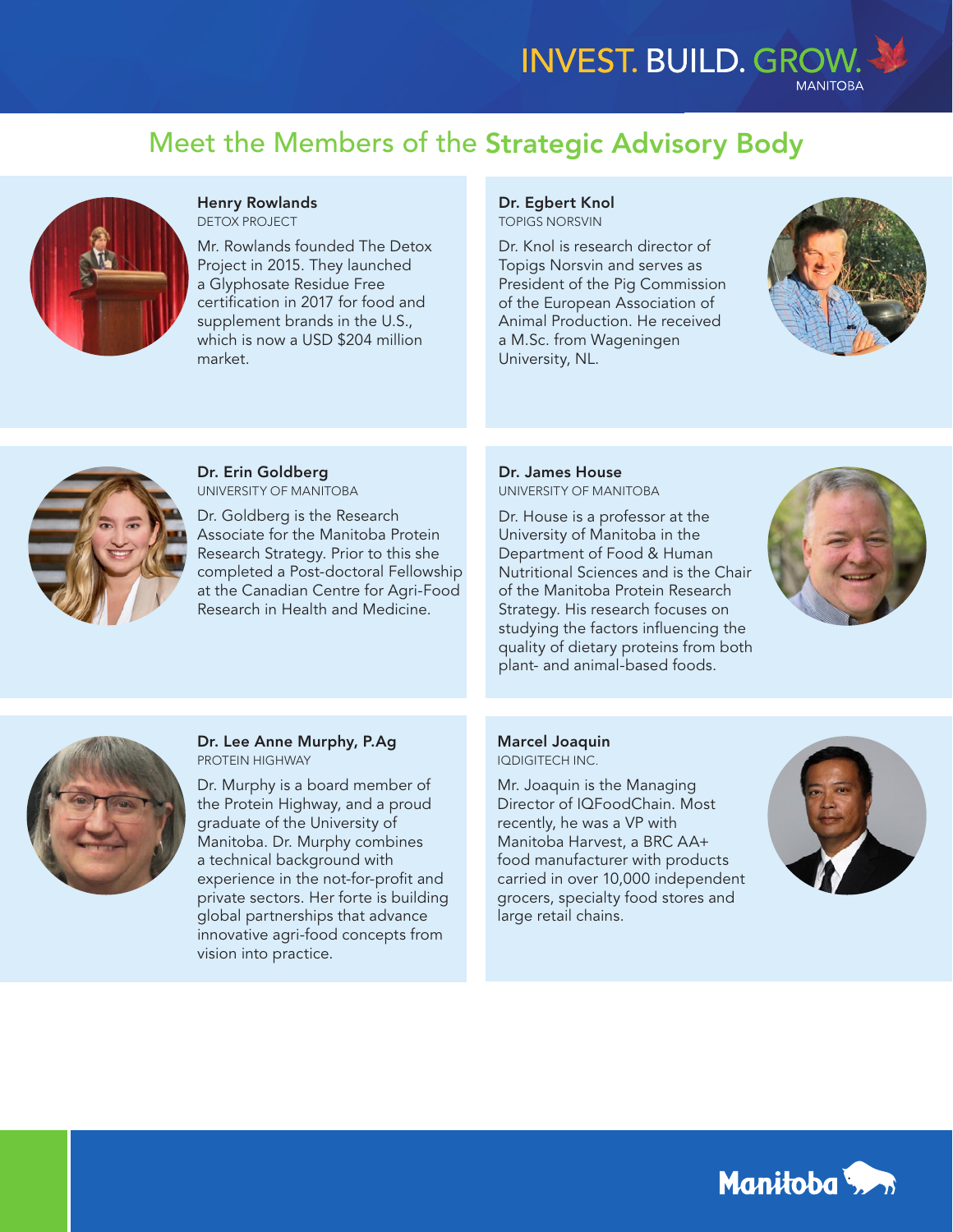# Meet the Members of the **Strategic Advisory Body**

### Henry Rowlands
DETOX PROJECT

Mr. Rowlands founded The Detox Project in 2015. They launched a Glyphosate Residue Free certification in 2017 for food and supplement brands in the U.S., which is now a USD $204 million market.

### Dr. Egbert Knol
TOPIGS NORSVIN

Dr. Knol is research director of Topigs Norsvin and serves as President of the Pig Commission of the European Association of Animal Production. He received a M.Sc. from Wageningen University, NL.

### Dr. Erin Goldberg
UNIVERSITY OF MANITOBA

Dr. Goldberg is the Research Associate for the Manitoba Protein Research Strategy. Prior to this she completed a Post-doctoral Fellowship at the Canadian Centre for Agri-Food Research in Health and Medicine.

### Dr. James House
UNIVERSITY OF MANITOBA

Dr. House is a professor at the University of Manitoba in the Department of Food & Human Nutritional Sciences and is the Chair of the Manitoba Protein Research Strategy. His research focuses on studying the factors influencing the quality of dietary proteins from both plant- and animal-based foods.

### Dr. Lee Anne Murphy, P.Ag
PROTEIN HIGHWAY

Dr. Murphy is a board member of the Protein Highway, and a proud graduate of the University of Manitoba. Dr. Murphy combines a technical background with experience in the not-for-profit and private sectors. Her forte is building global partnerships that advance innovative agri-food concepts from vision into practice.

### Marcel Joaquin
IQDIGITECH INC.

Mr. Joaquin is the Managing Director of IQFoodChain. Most recently, he was a VP with Manitoba Harvest, a BRC AA+ food manufacturer with products carried in over 10,000 independent grocers, specialty food stores and large retail chains.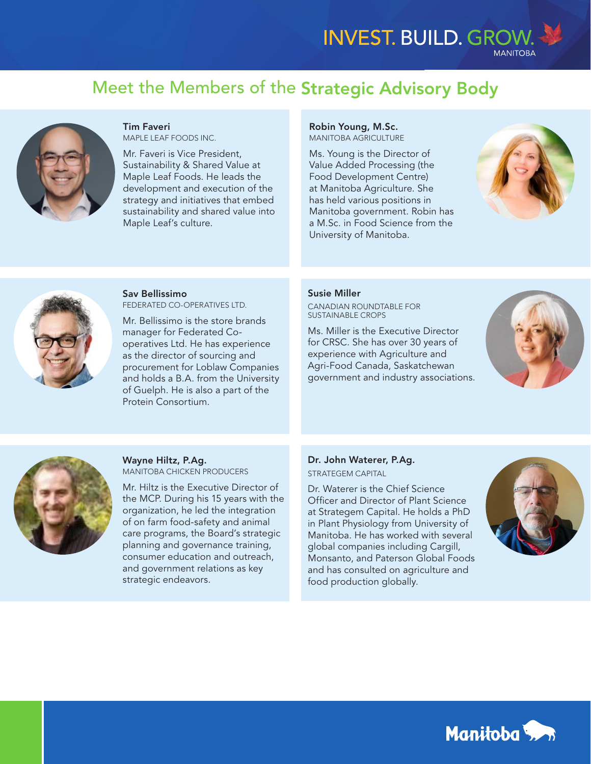# Meet the Members of the **Strategic Advisory Body**

### Tim Faveri
MAPLE LEAF FOODS INC.

Mr. Faveri is Vice President, Sustainability & Shared Value at Maple Leaf Foods. He leads the development and execution of the strategy and initiatives that embed sustainability and shared value into Maple Leaf's culture.

### Robin Young, M.Sc.
MANITOBA AGRICULTURE

Ms. Young is the Director of Value Added Processing (the Food Development Centre) at Manitoba Agriculture. She has held various positions in Manitoba government. Robin has a M.Sc. in Food Science from the University of Manitoba.

### Sav Bellissimo
FEDERATED CO-OPERATIVES LTD.

Mr. Bellissimo is the store brands manager for Federated Co-operatives Ltd. He has experience as the director of sourcing and procurement for Loblaw Companies and holds a B.A. from the University of Guelph. He is also a part of the Protein Consortium.

### Susie Miller
CANADIAN ROUNDTABLE FOR SUSTAINABLE CROPS

Ms. Miller is the Executive Director for CRSC. She has over 30 years of experience with Agriculture and Agri-Food Canada, Saskatchewan government and industry associations.

### Wayne Hiltz, P.Ag.
MANITOBA CHICKEN PRODUCERS

Mr. Hiltz is the Executive Director of the MCP. During his 15 years with the organization, he led the integration of on farm food-safety and animal care programs, the Board's strategic planning and governance training, consumer education and outreach, and government relations as key strategic endeavors.

### Dr. John Waterer, P.Ag.
STRATEGEM CAPITAL

Dr. Waterer is the Chief Science Officer and Director of Plant Science at Strategem Capital. He holds a PhD in Plant Physiology from University of Manitoba. He has worked with several global companies including Cargill, Monsanto, and Paterson Global Foods and has consulted on agriculture and food production globally.